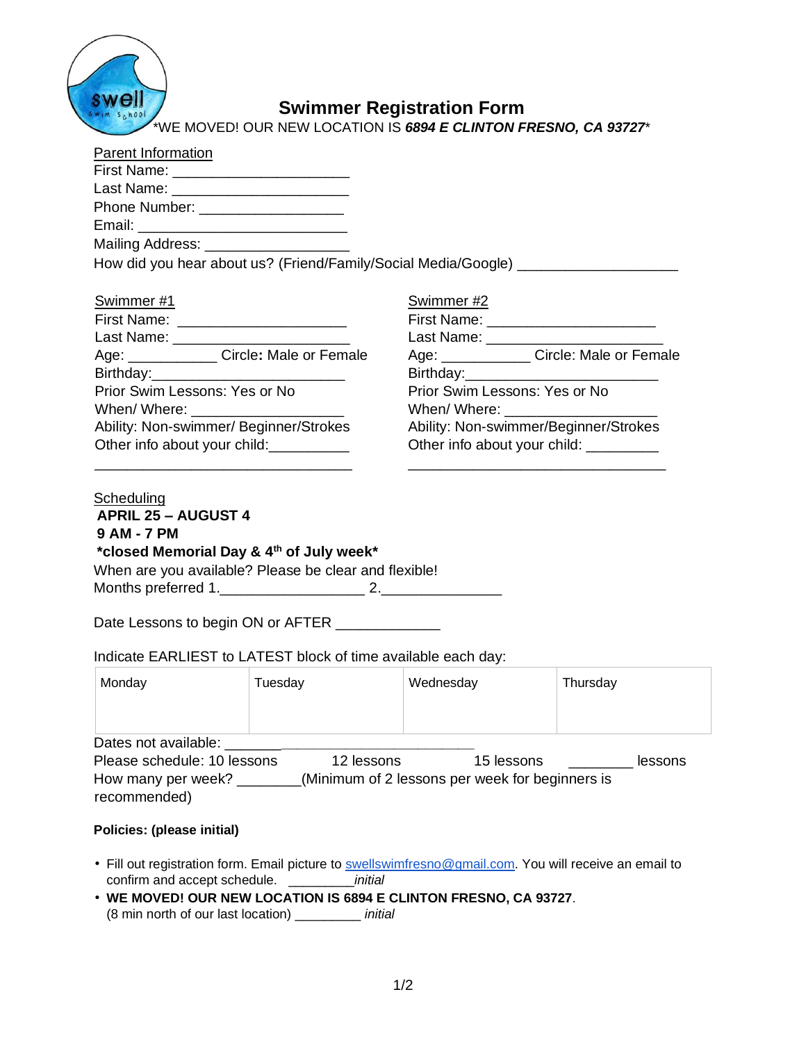# Swimmer Registration Form

*WE MOVED! OUR NEW LOCATION IS ***6894 E CLINTON FRESNO, CA 93727****

Parent Information

First Name: ______________________

Last Name: ______________________

Phone Number: __________________

Email: __________________________

Mailing Address: __________________

How did you hear about us? (Friend/Family/Social Media/Google) ____________________

Swimmer #1

First Name: _____________________

Last Name: ______________________

Age: ___________ Circle**:** Male or Female

Birthday:________________________

Prior Swim Lessons: Yes or No

When/ Where: ___________________

Ability: Non-swimmer/ Beginner/Strokes

Other info about your child:__________

________________________________

Swimmer #2

First Name: _____________________

Last Name: ______________________

Age: ___________ Circle: Male or Female

Birthday:________________________

Prior Swim Lessons: Yes or No

When/ Where: ___________________

Ability: Non-swimmer/Beginner/Strokes

Other info about your child: _________

________________________________

Scheduling

**APRIL 25 – AUGUST 4**

**9 AM - 7 PM**

***closed Memorial Day & 4th of July week***

When are you available? Please be clear and flexible!

Months preferred 1.__________________ 2.______________

Date Lessons to begin ON or AFTER _____________

Indicate EARLIEST to LATEST block of time available each day:

| Monday | Tuesday | Wednesday | Thursday |
|---|---|---|---|
| | | | |

Dates not available: ________________________________

Please schedule: 10 lessons 12 lessons 15 lessons ________ lessons

How many per week? ________(Minimum of 2 lessons per week for beginners is recommended)

**Policies: (please initial)**

- Fill out registration form. Email picture to swellswimfresno@gmail.com. You will receive an email to confirm and accept schedule. _________*initial*
- **WE MOVED! OUR NEW LOCATION IS 6894 E CLINTON FRESNO, CA 93727**. (8 min north of our last location) _________ *initial*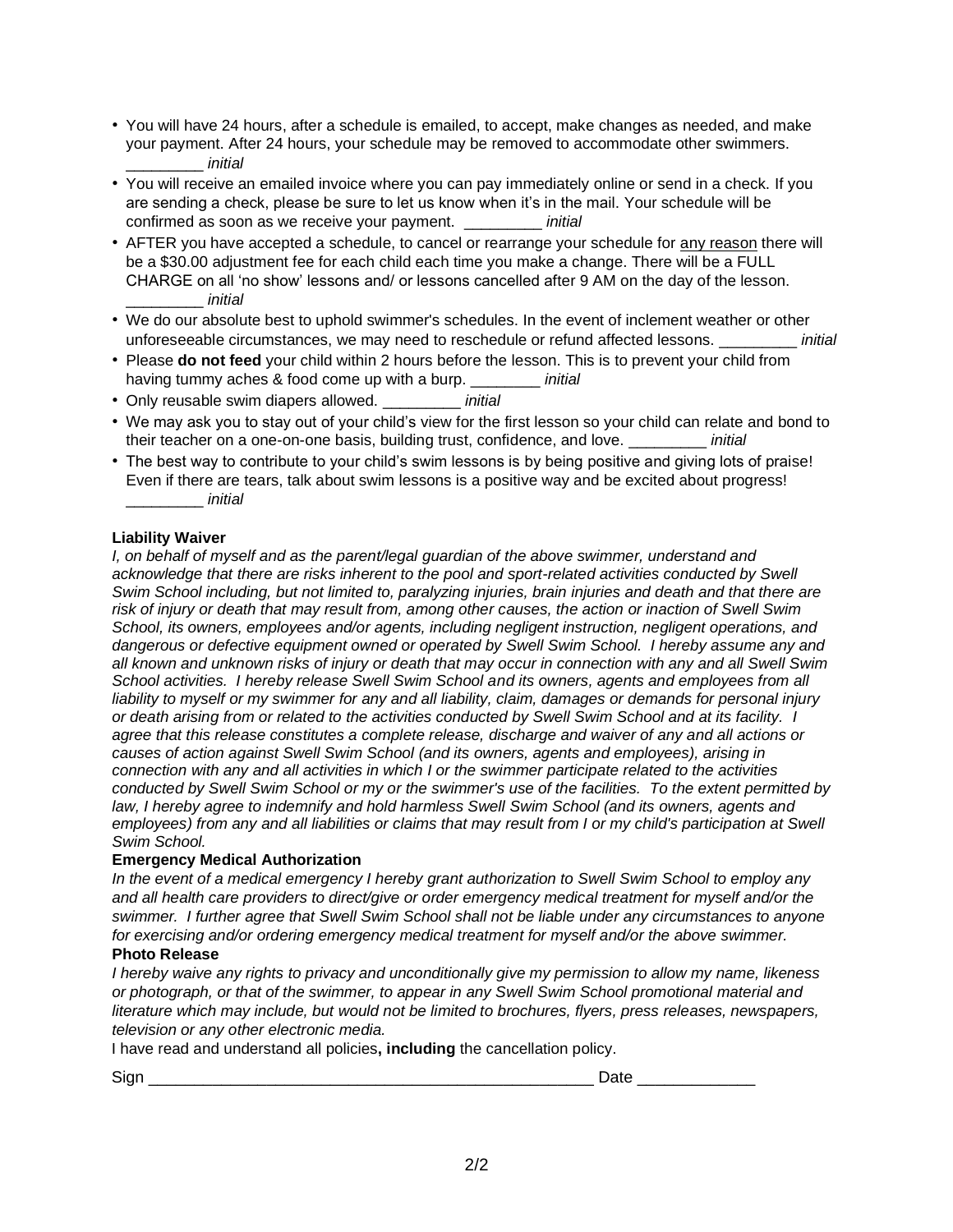- You will have 24 hours, after a schedule is emailed, to accept, make changes as needed, and make your payment. After 24 hours, your schedule may be removed to accommodate other swimmers. _________ *initial*
- You will receive an emailed invoice where you can pay immediately online or send in a check. If you are sending a check, please be sure to let us know when it's in the mail. Your schedule will be confirmed as soon as we receive your payment. _________ *initial*
- AFTER you have accepted a schedule, to cancel or rearrange your schedule for <u>any reason</u> there will be a $30.00 adjustment fee for each child each time you make a change. There will be a FULL CHARGE on all 'no show' lessons and/ or lessons cancelled after 9 AM on the day of the lesson. _________ *initial*
- We do our absolute best to uphold swimmer's schedules. In the event of inclement weather or other unforeseeable circumstances, we may need to reschedule or refund affected lessons. _________ *initial*
- Please **do not feed** your child within 2 hours before the lesson. This is to prevent your child from having tummy aches & food come up with a burp. ________ *initial*
- Only reusable swim diapers allowed. _________ *initial*
- We may ask you to stay out of your child's view for the first lesson so your child can relate and bond to their teacher on a one-on-one basis, building trust, confidence, and love. _________ *initial*
- The best way to contribute to your child's swim lessons is by being positive and giving lots of praise! Even if there are tears, talk about swim lessons is a positive way and be excited about progress! _________ *initial*

**Liability Waiver**

*I, on behalf of myself and as the parent/legal guardian of the above swimmer, understand and acknowledge that there are risks inherent to the pool and sport-related activities conducted by Swell Swim School including, but not limited to, paralyzing injuries, brain injuries and death and that there are risk of injury or death that may result from, among other causes, the action or inaction of Swell Swim School, its owners, employees and/or agents, including negligent instruction, negligent operations, and dangerous or defective equipment owned or operated by Swell Swim School. I hereby assume any and all known and unknown risks of injury or death that may occur in connection with any and all Swell Swim School activities. I hereby release Swell Swim School and its owners, agents and employees from all liability to myself or my swimmer for any and all liability, claim, damages or demands for personal injury or death arising from or related to the activities conducted by Swell Swim School and at its facility. I agree that this release constitutes a complete release, discharge and waiver of any and all actions or causes of action against Swell Swim School (and its owners, agents and employees), arising in connection with any and all activities in which I or the swimmer participate related to the activities conducted by Swell Swim School or my or the swimmer's use of the facilities. To the extent permitted by law, I hereby agree to indemnify and hold harmless Swell Swim School (and its owners, agents and employees) from any and all liabilities or claims that may result from I or my child's participation at Swell Swim School.*

**Emergency Medical Authorization**

*In the event of a medical emergency I hereby grant authorization to Swell Swim School to employ any and all health care providers to direct/give or order emergency medical treatment for myself and/or the swimmer. I further agree that Swell Swim School shall not be liable under any circumstances to anyone for exercising and/or ordering emergency medical treatment for myself and/or the above swimmer.*

**Photo Release**

*I hereby waive any rights to privacy and unconditionally give my permission to allow my name, likeness or photograph, or that of the swimmer, to appear in any Swell Swim School promotional material and literature which may include, but would not be limited to brochures, flyers, press releases, newspapers, television or any other electronic media.*

I have read and understand all policies**, including** the cancellation policy.

Sign __________________________________________________ Date ____________